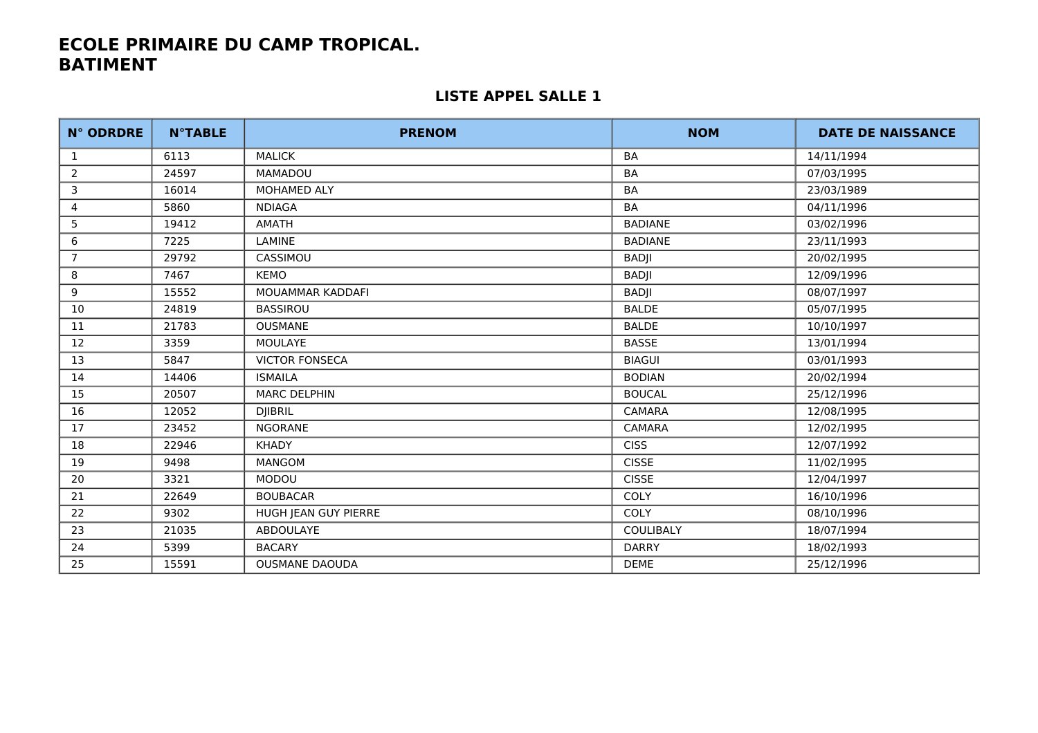# ECOLE PRIMAIRE DU CAMP TROPICAL.
# BATIMENT

## LISTE APPEL SALLE 1

| N° ODRDRE | N°TABLE | PRENOM | NOM | DATE DE NAISSANCE |
|---|---|---|---|---|
| 1 | 6113 | MALICK | BA | 14/11/1994 |
| 2 | 24597 | MAMADOU | BA | 07/03/1995 |
| 3 | 16014 | MOHAMED ALY | BA | 23/03/1989 |
| 4 | 5860 | NDIAGA | BA | 04/11/1996 |
| 5 | 19412 | AMATH | BADIANE | 03/02/1996 |
| 6 | 7225 | LAMINE | BADIANE | 23/11/1993 |
| 7 | 29792 | CASSIMOU | BADJI | 20/02/1995 |
| 8 | 7467 | KEMO | BADJI | 12/09/1996 |
| 9 | 15552 | MOUAMMAR KADDAFI | BADJI | 08/07/1997 |
| 10 | 24819 | BASSIROU | BALDE | 05/07/1995 |
| 11 | 21783 | OUSMANE | BALDE | 10/10/1997 |
| 12 | 3359 | MOULAYE | BASSE | 13/01/1994 |
| 13 | 5847 | VICTOR FONSECA | BIAGUI | 03/01/1993 |
| 14 | 14406 | ISMAILA | BODIAN | 20/02/1994 |
| 15 | 20507 | MARC DELPHIN | BOUCAL | 25/12/1996 |
| 16 | 12052 | DJIBRIL | CAMARA | 12/08/1995 |
| 17 | 23452 | NGORANE | CAMARA | 12/02/1995 |
| 18 | 22946 | KHADY | CISS | 12/07/1992 |
| 19 | 9498 | MANGOM | CISSE | 11/02/1995 |
| 20 | 3321 | MODOU | CISSE | 12/04/1997 |
| 21 | 22649 | BOUBACAR | COLY | 16/10/1996 |
| 22 | 9302 | HUGH JEAN GUY PIERRE | COLY | 08/10/1996 |
| 23 | 21035 | ABDOULAYE | COULIBALY | 18/07/1994 |
| 24 | 5399 | BACARY | DARRY | 18/02/1993 |
| 25 | 15591 | OUSMANE DAOUDA | DEME | 25/12/1996 |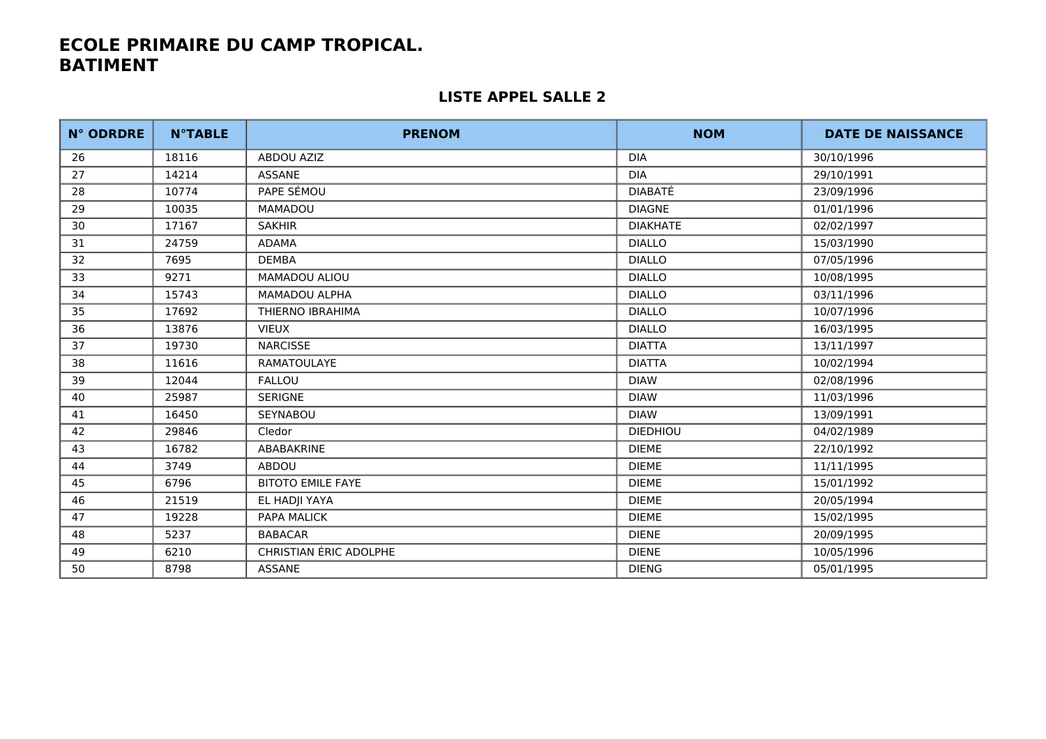# ECOLE PRIMAIRE DU CAMP TROPICAL.
# BATIMENT

## LISTE APPEL SALLE 2

| N° ODRDRE | N°TABLE | PRENOM | NOM | DATE DE NAISSANCE |
|---|---|---|---|---|
| 26 | 18116 | ABDOU AZIZ | DIA | 30/10/1996 |
| 27 | 14214 | ASSANE | DIA | 29/10/1991 |
| 28 | 10774 | PAPE SÉMOU | DIABATÉ | 23/09/1996 |
| 29 | 10035 | MAMADOU | DIAGNE | 01/01/1996 |
| 30 | 17167 | SAKHIR | DIAKHATE | 02/02/1997 |
| 31 | 24759 | ADAMA | DIALLO | 15/03/1990 |
| 32 | 7695 | DEMBA | DIALLO | 07/05/1996 |
| 33 | 9271 | MAMADOU ALIOU | DIALLO | 10/08/1995 |
| 34 | 15743 | MAMADOU ALPHA | DIALLO | 03/11/1996 |
| 35 | 17692 | THIERNO IBRAHIMA | DIALLO | 10/07/1996 |
| 36 | 13876 | VIEUX | DIALLO | 16/03/1995 |
| 37 | 19730 | NARCISSE | DIATTA | 13/11/1997 |
| 38 | 11616 | RAMATOULAYE | DIATTA | 10/02/1994 |
| 39 | 12044 | FALLOU | DIAW | 02/08/1996 |
| 40 | 25987 | SERIGNE | DIAW | 11/03/1996 |
| 41 | 16450 | SEYNABOU | DIAW | 13/09/1991 |
| 42 | 29846 | Cledor | DIEDHIOU | 04/02/1989 |
| 43 | 16782 | ABABAKRINE | DIEME | 22/10/1992 |
| 44 | 3749 | ABDOU | DIEME | 11/11/1995 |
| 45 | 6796 | BITOTO EMILE FAYE | DIEME | 15/01/1992 |
| 46 | 21519 | EL HADJI YAYA | DIEME | 20/05/1994 |
| 47 | 19228 | PAPA MALICK | DIEME | 15/02/1995 |
| 48 | 5237 | BABACAR | DIENE | 20/09/1995 |
| 49 | 6210 | CHRISTIAN ÉRIC ADOLPHE | DIENE | 10/05/1996 |
| 50 | 8798 | ASSANE | DIENG | 05/01/1995 |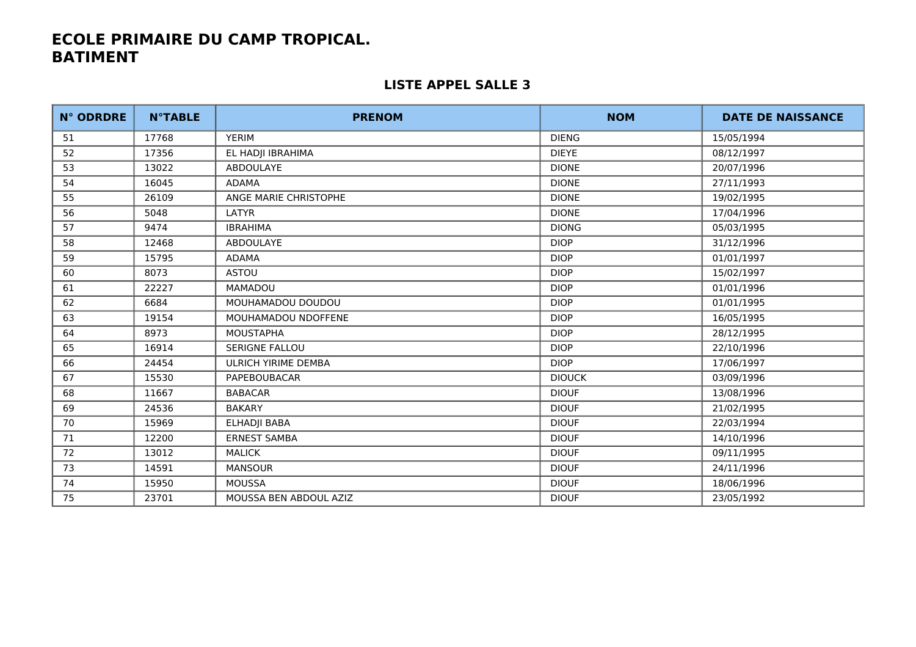# ECOLE PRIMAIRE DU CAMP TROPICAL.
# BATIMENT

## LISTE APPEL SALLE 3

| N° ODRDRE | N°TABLE | PRENOM | NOM | DATE DE NAISSANCE |
|---|---|---|---|---|
| 51 | 17768 | YERIM | DIENG | 15/05/1994 |
| 52 | 17356 | EL HADJI IBRAHIMA | DIEYE | 08/12/1997 |
| 53 | 13022 | ABDOULAYE | DIONE | 20/07/1996 |
| 54 | 16045 | ADAMA | DIONE | 27/11/1993 |
| 55 | 26109 | ANGE MARIE CHRISTOPHE | DIONE | 19/02/1995 |
| 56 | 5048 | LATYR | DIONE | 17/04/1996 |
| 57 | 9474 | IBRAHIMA | DIONG | 05/03/1995 |
| 58 | 12468 | ABDOULAYE | DIOP | 31/12/1996 |
| 59 | 15795 | ADAMA | DIOP | 01/01/1997 |
| 60 | 8073 | ASTOU | DIOP | 15/02/1997 |
| 61 | 22227 | MAMADOU | DIOP | 01/01/1996 |
| 62 | 6684 | MOUHAMADOU DOUDOU | DIOP | 01/01/1995 |
| 63 | 19154 | MOUHAMADOU NDOFFENE | DIOP | 16/05/1995 |
| 64 | 8973 | MOUSTAPHA | DIOP | 28/12/1995 |
| 65 | 16914 | SERIGNE FALLOU | DIOP | 22/10/1996 |
| 66 | 24454 | ULRICH YIRIME DEMBA | DIOP | 17/06/1997 |
| 67 | 15530 | PAPEBOUBACAR | DIOUCK | 03/09/1996 |
| 68 | 11667 | BABACAR | DIOUF | 13/08/1996 |
| 69 | 24536 | BAKARY | DIOUF | 21/02/1995 |
| 70 | 15969 | ELHADJI BABA | DIOUF | 22/03/1994 |
| 71 | 12200 | ERNEST SAMBA | DIOUF | 14/10/1996 |
| 72 | 13012 | MALICK | DIOUF | 09/11/1995 |
| 73 | 14591 | MANSOUR | DIOUF | 24/11/1996 |
| 74 | 15950 | MOUSSA | DIOUF | 18/06/1996 |
| 75 | 23701 | MOUSSA BEN ABDOUL AZIZ | DIOUF | 23/05/1992 |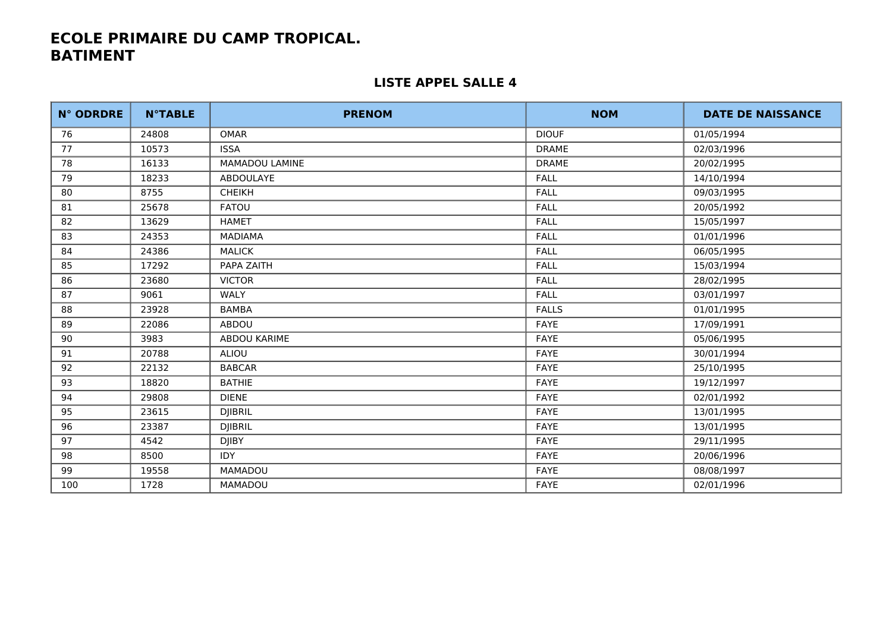# ECOLE PRIMAIRE DU CAMP TROPICAL.
# BATIMENT

## LISTE APPEL SALLE 4

| N° ODRDRE | N°TABLE | PRENOM | NOM | DATE DE NAISSANCE |
|---|---|---|---|---|
| 76 | 24808 | OMAR | DIOUF | 01/05/1994 |
| 77 | 10573 | ISSA | DRAME | 02/03/1996 |
| 78 | 16133 | MAMADOU LAMINE | DRAME | 20/02/1995 |
| 79 | 18233 | ABDOULAYE | FALL | 14/10/1994 |
| 80 | 8755 | CHEIKH | FALL | 09/03/1995 |
| 81 | 25678 | FATOU | FALL | 20/05/1992 |
| 82 | 13629 | HAMET | FALL | 15/05/1997 |
| 83 | 24353 | MADIAMA | FALL | 01/01/1996 |
| 84 | 24386 | MALICK | FALL | 06/05/1995 |
| 85 | 17292 | PAPA ZAITH | FALL | 15/03/1994 |
| 86 | 23680 | VICTOR | FALL | 28/02/1995 |
| 87 | 9061 | WALY | FALL | 03/01/1997 |
| 88 | 23928 | BAMBA | FALLS | 01/01/1995 |
| 89 | 22086 | ABDOU | FAYE | 17/09/1991 |
| 90 | 3983 | ABDOU KARIME | FAYE | 05/06/1995 |
| 91 | 20788 | ALIOU | FAYE | 30/01/1994 |
| 92 | 22132 | BABCAR | FAYE | 25/10/1995 |
| 93 | 18820 | BATHIE | FAYE | 19/12/1997 |
| 94 | 29808 | DIENE | FAYE | 02/01/1992 |
| 95 | 23615 | DJIBRIL | FAYE | 13/01/1995 |
| 96 | 23387 | DJIBRIL | FAYE | 13/01/1995 |
| 97 | 4542 | DJIBY | FAYE | 29/11/1995 |
| 98 | 8500 | IDY | FAYE | 20/06/1996 |
| 99 | 19558 | MAMADOU | FAYE | 08/08/1997 |
| 100 | 1728 | MAMADOU | FAYE | 02/01/1996 |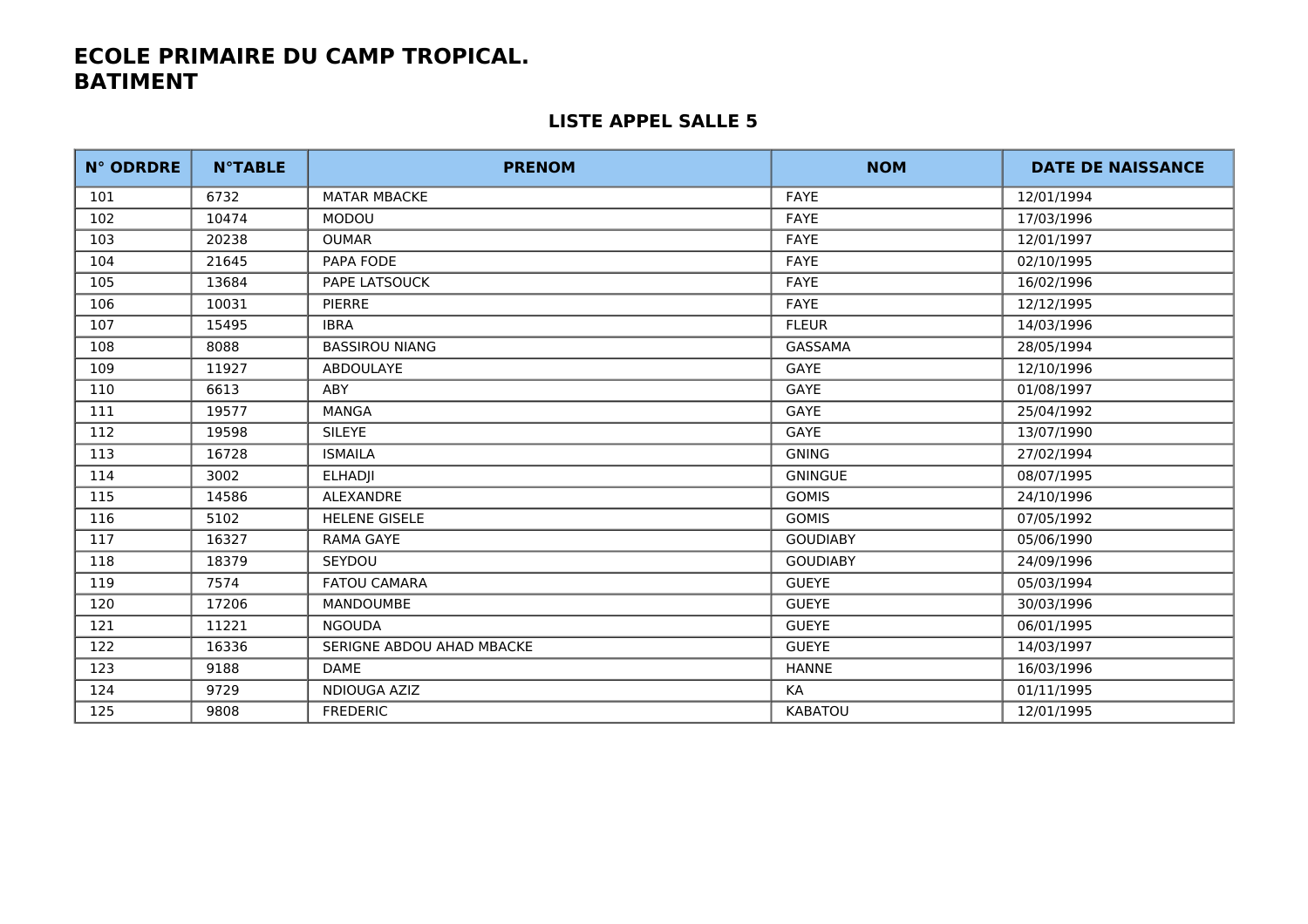# ECOLE PRIMAIRE DU CAMP TROPICAL.
# BATIMENT

## LISTE APPEL SALLE 5

| N° ODRDRE | N°TABLE | PRENOM | NOM | DATE DE NAISSANCE |
|---|---|---|---|---|
| 101 | 6732 | MATAR MBACKE | FAYE | 12/01/1994 |
| 102 | 10474 | MODOU | FAYE | 17/03/1996 |
| 103 | 20238 | OUMAR | FAYE | 12/01/1997 |
| 104 | 21645 | PAPA FODE | FAYE | 02/10/1995 |
| 105 | 13684 | PAPE LATSOUCK | FAYE | 16/02/1996 |
| 106 | 10031 | PIERRE | FAYE | 12/12/1995 |
| 107 | 15495 | IBRA | FLEUR | 14/03/1996 |
| 108 | 8088 | BASSIROU NIANG | GASSAMA | 28/05/1994 |
| 109 | 11927 | ABDOULAYE | GAYE | 12/10/1996 |
| 110 | 6613 | ABY | GAYE | 01/08/1997 |
| 111 | 19577 | MANGA | GAYE | 25/04/1992 |
| 112 | 19598 | SILEYE | GAYE | 13/07/1990 |
| 113 | 16728 | ISMAILA | GNING | 27/02/1994 |
| 114 | 3002 | ELHADJI | GNINGUE | 08/07/1995 |
| 115 | 14586 | ALEXANDRE | GOMIS | 24/10/1996 |
| 116 | 5102 | HELENE GISELE | GOMIS | 07/05/1992 |
| 117 | 16327 | RAMA GAYE | GOUDIABY | 05/06/1990 |
| 118 | 18379 | SEYDOU | GOUDIABY | 24/09/1996 |
| 119 | 7574 | FATOU CAMARA | GUEYE | 05/03/1994 |
| 120 | 17206 | MANDOUMBE | GUEYE | 30/03/1996 |
| 121 | 11221 | NGOUDA | GUEYE | 06/01/1995 |
| 122 | 16336 | SERIGNE ABDOU AHAD MBACKE | GUEYE | 14/03/1997 |
| 123 | 9188 | DAME | HANNE | 16/03/1996 |
| 124 | 9729 | NDIOUGA AZIZ | KA | 01/11/1995 |
| 125 | 9808 | FREDERIC | KABATOU | 12/01/1995 |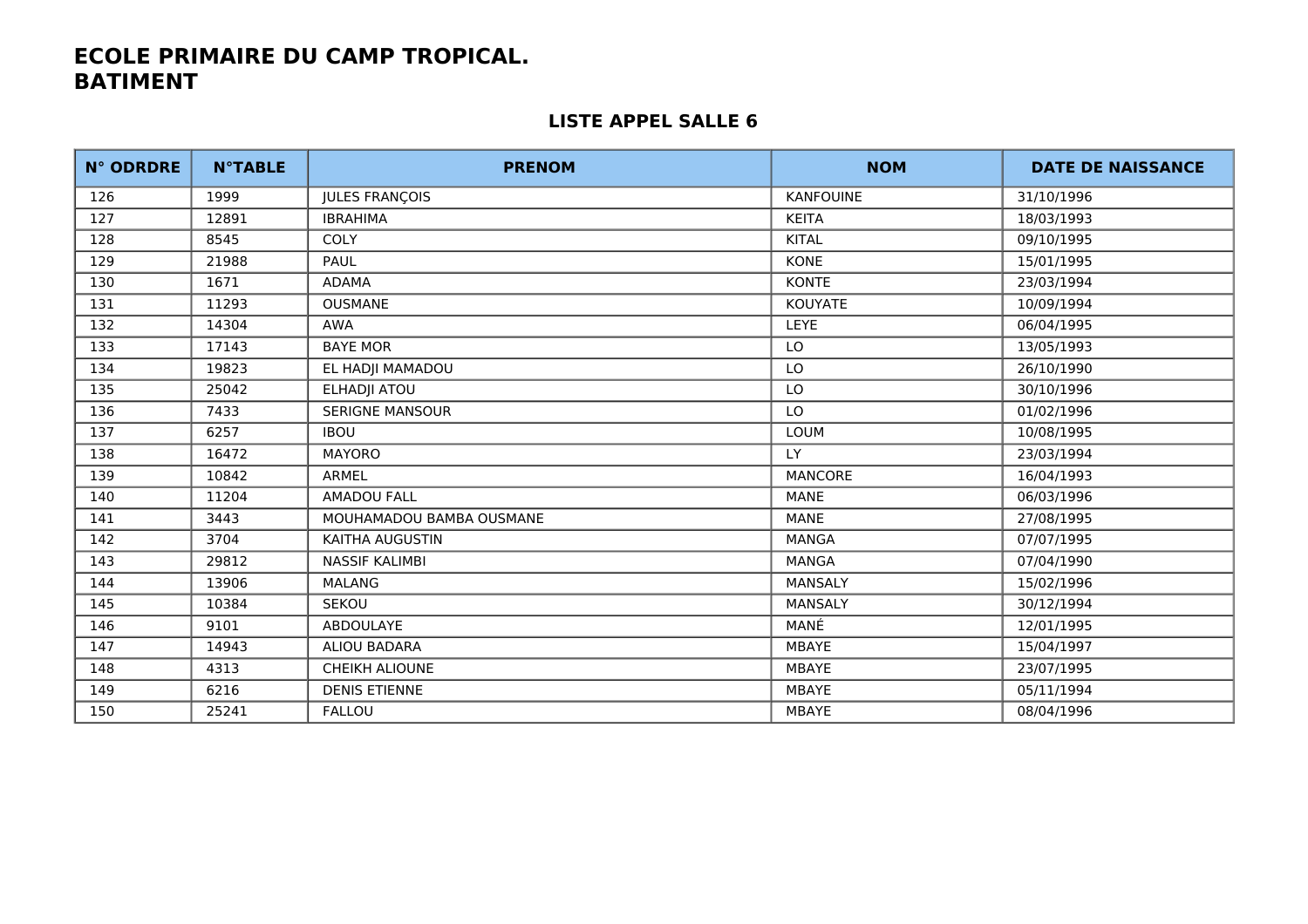# ECOLE PRIMAIRE DU CAMP TROPICAL.
# BATIMENT

## LISTE APPEL SALLE 6

| N° ODRDRE | N°TABLE | PRENOM | NOM | DATE DE NAISSANCE |
|---|---|---|---|---|
| 126 | 1999 | JULES FRANÇOIS | KANFOUINE | 31/10/1996 |
| 127 | 12891 | IBRAHIMA | KEITA | 18/03/1993 |
| 128 | 8545 | COLY | KITAL | 09/10/1995 |
| 129 | 21988 | PAUL | KONE | 15/01/1995 |
| 130 | 1671 | ADAMA | KONTE | 23/03/1994 |
| 131 | 11293 | OUSMANE | KOUYATE | 10/09/1994 |
| 132 | 14304 | AWA | LEYE | 06/04/1995 |
| 133 | 17143 | BAYE MOR | LO | 13/05/1993 |
| 134 | 19823 | EL HADJI MAMADOU | LO | 26/10/1990 |
| 135 | 25042 | ELHADJI ATOU | LO | 30/10/1996 |
| 136 | 7433 | SERIGNE MANSOUR | LO | 01/02/1996 |
| 137 | 6257 | IBOU | LOUM | 10/08/1995 |
| 138 | 16472 | MAYORO | LY | 23/03/1994 |
| 139 | 10842 | ARMEL | MANCORE | 16/04/1993 |
| 140 | 11204 | AMADOU FALL | MANE | 06/03/1996 |
| 141 | 3443 | MOUHAMADOU BAMBA OUSMANE | MANE | 27/08/1995 |
| 142 | 3704 | KAITHA AUGUSTIN | MANGA | 07/07/1995 |
| 143 | 29812 | NASSIF KALIMBI | MANGA | 07/04/1990 |
| 144 | 13906 | MALANG | MANSALY | 15/02/1996 |
| 145 | 10384 | SEKOU | MANSALY | 30/12/1994 |
| 146 | 9101 | ABDOULAYE | MANÉ | 12/01/1995 |
| 147 | 14943 | ALIOU BADARA | MBAYE | 15/04/1997 |
| 148 | 4313 | CHEIKH ALIOUNE | MBAYE | 23/07/1995 |
| 149 | 6216 | DENIS ETIENNE | MBAYE | 05/11/1994 |
| 150 | 25241 | FALLOU | MBAYE | 08/04/1996 |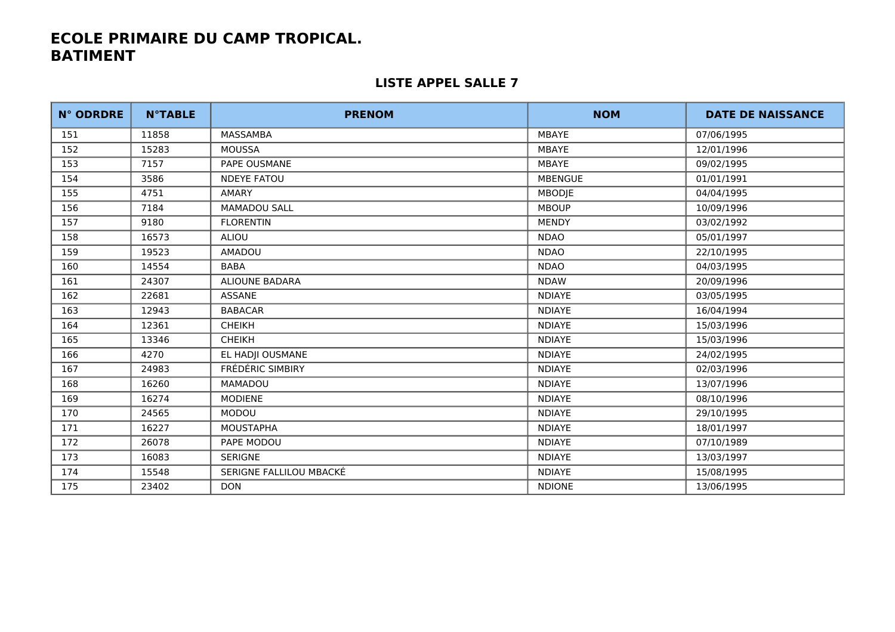# ECOLE PRIMAIRE DU CAMP TROPICAL.
# BATIMENT

## LISTE APPEL SALLE 7

| N° ODRDRE | N°TABLE | PRENOM | NOM | DATE DE NAISSANCE |
|---|---|---|---|---|
| 151 | 11858 | MASSAMBA | MBAYE | 07/06/1995 |
| 152 | 15283 | MOUSSA | MBAYE | 12/01/1996 |
| 153 | 7157 | PAPE OUSMANE | MBAYE | 09/02/1995 |
| 154 | 3586 | NDEYE FATOU | MBENGUE | 01/01/1991 |
| 155 | 4751 | AMARY | MBODJE | 04/04/1995 |
| 156 | 7184 | MAMADOU SALL | MBOUP | 10/09/1996 |
| 157 | 9180 | FLORENTIN | MENDY | 03/02/1992 |
| 158 | 16573 | ALIOU | NDAO | 05/01/1997 |
| 159 | 19523 | AMADOU | NDAO | 22/10/1995 |
| 160 | 14554 | BABA | NDAO | 04/03/1995 |
| 161 | 24307 | ALIOUNE BADARA | NDAW | 20/09/1996 |
| 162 | 22681 | ASSANE | NDIAYE | 03/05/1995 |
| 163 | 12943 | BABACAR | NDIAYE | 16/04/1994 |
| 164 | 12361 | CHEIKH | NDIAYE | 15/03/1996 |
| 165 | 13346 | CHEIKH | NDIAYE | 15/03/1996 |
| 166 | 4270 | EL HADJI OUSMANE | NDIAYE | 24/02/1995 |
| 167 | 24983 | FRÉDÉRIC SIMBIRY | NDIAYE | 02/03/1996 |
| 168 | 16260 | MAMADOU | NDIAYE | 13/07/1996 |
| 169 | 16274 | MODIENE | NDIAYE | 08/10/1996 |
| 170 | 24565 | MODOU | NDIAYE | 29/10/1995 |
| 171 | 16227 | MOUSTAPHA | NDIAYE | 18/01/1997 |
| 172 | 26078 | PAPE MODOU | NDIAYE | 07/10/1989 |
| 173 | 16083 | SERIGNE | NDIAYE | 13/03/1997 |
| 174 | 15548 | SERIGNE FALLILOU MBACKÉ | NDIAYE | 15/08/1995 |
| 175 | 23402 | DON | NDIONE | 13/06/1995 |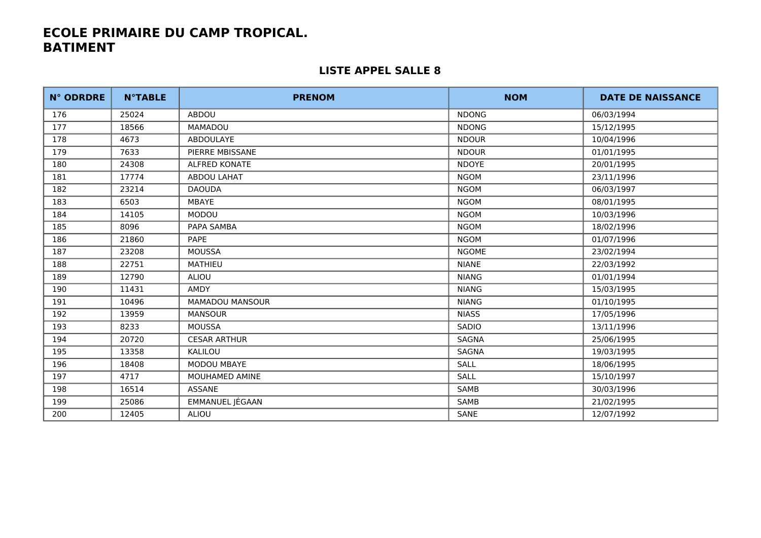# ECOLE PRIMAIRE DU CAMP TROPICAL.
# BATIMENT

## LISTE APPEL SALLE 8

| N° ODRDRE | N°TABLE | PRENOM | NOM | DATE DE NAISSANCE |
|---|---|---|---|---|
| 176 | 25024 | ABDOU | NDONG | 06/03/1994 |
| 177 | 18566 | MAMADOU | NDONG | 15/12/1995 |
| 178 | 4673 | ABDOULAYE | NDOUR | 10/04/1996 |
| 179 | 7633 | PIERRE MBISSANE | NDOUR | 01/01/1995 |
| 180 | 24308 | ALFRED KONATE | NDOYE | 20/01/1995 |
| 181 | 17774 | ABDOU LAHAT | NGOM | 23/11/1996 |
| 182 | 23214 | DAOUDA | NGOM | 06/03/1997 |
| 183 | 6503 | MBAYE | NGOM | 08/01/1995 |
| 184 | 14105 | MODOU | NGOM | 10/03/1996 |
| 185 | 8096 | PAPA SAMBA | NGOM | 18/02/1996 |
| 186 | 21860 | PAPE | NGOM | 01/07/1996 |
| 187 | 23208 | MOUSSA | NGOME | 23/02/1994 |
| 188 | 22751 | MATHIEU | NIANE | 22/03/1992 |
| 189 | 12790 | ALIOU | NIANG | 01/01/1994 |
| 190 | 11431 | AMDY | NIANG | 15/03/1995 |
| 191 | 10496 | MAMADOU MANSOUR | NIANG | 01/10/1995 |
| 192 | 13959 | MANSOUR | NIASS | 17/05/1996 |
| 193 | 8233 | MOUSSA | SADIO | 13/11/1996 |
| 194 | 20720 | CESAR ARTHUR | SAGNA | 25/06/1995 |
| 195 | 13358 | KALILOU | SAGNA | 19/03/1995 |
| 196 | 18408 | MODOU MBAYE | SALL | 18/06/1995 |
| 197 | 4717 | MOUHAMED AMINE | SALL | 15/10/1997 |
| 198 | 16514 | ASSANE | SAMB | 30/03/1996 |
| 199 | 25086 | EMMANUEL JÉGAAN | SAMB | 21/02/1995 |
| 200 | 12405 | ALIOU | SANE | 12/07/1992 |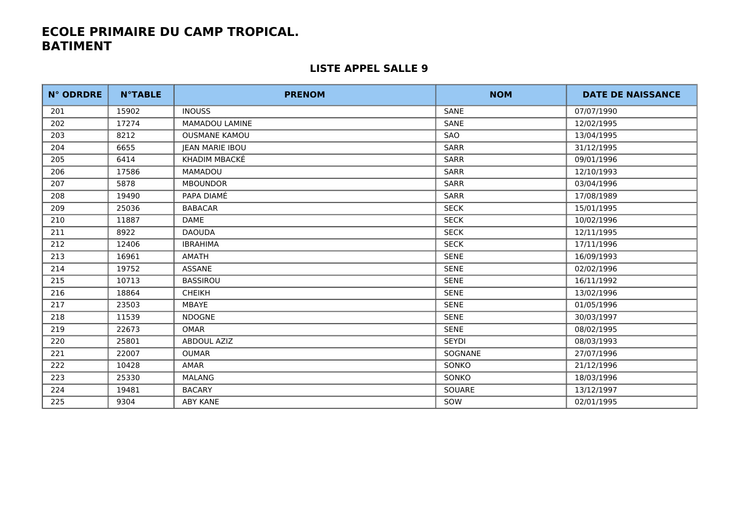# ECOLE PRIMAIRE DU CAMP TROPICAL.
# BATIMENT

## LISTE APPEL SALLE 9

| N° ODRDRE | N°TABLE | PRENOM | NOM | DATE DE NAISSANCE |
|---|---|---|---|---|
| 201 | 15902 | INOUSS | SANE | 07/07/1990 |
| 202 | 17274 | MAMADOU LAMINE | SANE | 12/02/1995 |
| 203 | 8212 | OUSMANE KAMOU | SAO | 13/04/1995 |
| 204 | 6655 | JEAN MARIE IBOU | SARR | 31/12/1995 |
| 205 | 6414 | KHADIM MBACKÉ | SARR | 09/01/1996 |
| 206 | 17586 | MAMADOU | SARR | 12/10/1993 |
| 207 | 5878 | MBOUNDOR | SARR | 03/04/1996 |
| 208 | 19490 | PAPA DIAMÉ | SARR | 17/08/1989 |
| 209 | 25036 | BABACAR | SECK | 15/01/1995 |
| 210 | 11887 | DAME | SECK | 10/02/1996 |
| 211 | 8922 | DAOUDA | SECK | 12/11/1995 |
| 212 | 12406 | IBRAHIMA | SECK | 17/11/1996 |
| 213 | 16961 | AMATH | SENE | 16/09/1993 |
| 214 | 19752 | ASSANE | SENE | 02/02/1996 |
| 215 | 10713 | BASSIROU | SENE | 16/11/1992 |
| 216 | 18864 | CHEIKH | SENE | 13/02/1996 |
| 217 | 23503 | MBAYE | SENE | 01/05/1996 |
| 218 | 11539 | NDOGNE | SENE | 30/03/1997 |
| 219 | 22673 | OMAR | SENE | 08/02/1995 |
| 220 | 25801 | ABDOUL AZIZ | SEYDI | 08/03/1993 |
| 221 | 22007 | OUMAR | SOGNANE | 27/07/1996 |
| 222 | 10428 | AMAR | SONKO | 21/12/1996 |
| 223 | 25330 | MALANG | SONKO | 18/03/1996 |
| 224 | 19481 | BACARY | SOUARE | 13/12/1997 |
| 225 | 9304 | ABY KANE | SOW | 02/01/1995 |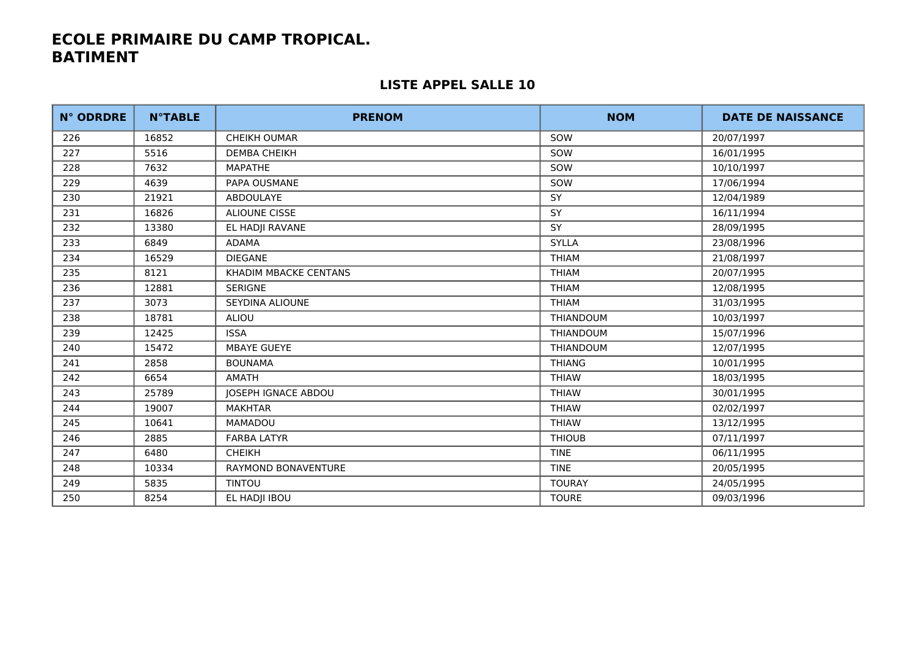# ECOLE PRIMAIRE DU CAMP TROPICAL.
# BATIMENT

## LISTE APPEL SALLE 10

| N° ODRDRE | N°TABLE | PRENOM | NOM | DATE DE NAISSANCE |
|---|---|---|---|---|
| 226 | 16852 | CHEIKH OUMAR | SOW | 20/07/1997 |
| 227 | 5516 | DEMBA CHEIKH | SOW | 16/01/1995 |
| 228 | 7632 | MAPATHE | SOW | 10/10/1997 |
| 229 | 4639 | PAPA OUSMANE | SOW | 17/06/1994 |
| 230 | 21921 | ABDOULAYE | SY | 12/04/1989 |
| 231 | 16826 | ALIOUNE CISSE | SY | 16/11/1994 |
| 232 | 13380 | EL HADJI RAVANE | SY | 28/09/1995 |
| 233 | 6849 | ADAMA | SYLLA | 23/08/1996 |
| 234 | 16529 | DIEGANE | THIAM | 21/08/1997 |
| 235 | 8121 | KHADIM MBACKE CENTANS | THIAM | 20/07/1995 |
| 236 | 12881 | SERIGNE | THIAM | 12/08/1995 |
| 237 | 3073 | SEYDINA ALIOUNE | THIAM | 31/03/1995 |
| 238 | 18781 | ALIOU | THIANDOUM | 10/03/1997 |
| 239 | 12425 | ISSA | THIANDOUM | 15/07/1996 |
| 240 | 15472 | MBAYE GUEYE | THIANDOUM | 12/07/1995 |
| 241 | 2858 | BOUNAMA | THIANG | 10/01/1995 |
| 242 | 6654 | AMATH | THIAW | 18/03/1995 |
| 243 | 25789 | JOSEPH IGNACE ABDOU | THIAW | 30/01/1995 |
| 244 | 19007 | MAKHTAR | THIAW | 02/02/1997 |
| 245 | 10641 | MAMADOU | THIAW | 13/12/1995 |
| 246 | 2885 | FARBA LATYR | THIOUB | 07/11/1997 |
| 247 | 6480 | CHEIKH | TINE | 06/11/1995 |
| 248 | 10334 | RAYMOND BONAVENTURE | TINE | 20/05/1995 |
| 249 | 5835 | TINTOU | TOURAY | 24/05/1995 |
| 250 | 8254 | EL HADJI IBOU | TOURE | 09/03/1996 |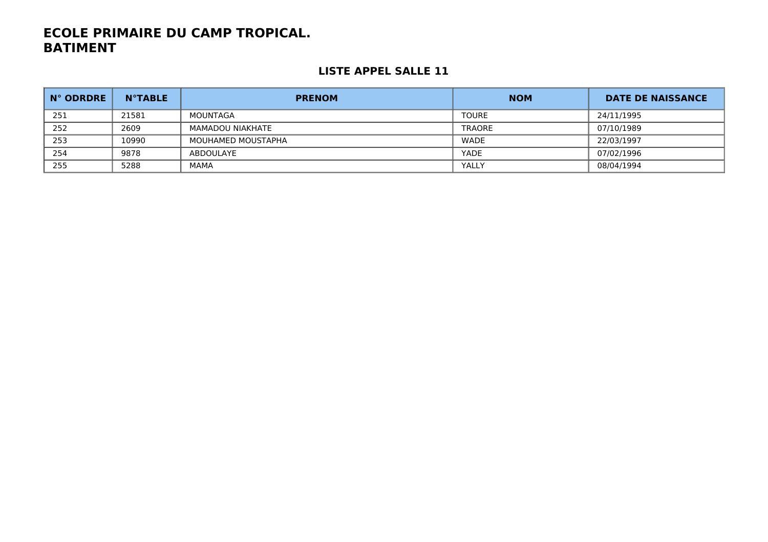# ECOLE PRIMAIRE DU CAMP TROPICAL.
# BATIMENT

## LISTE APPEL SALLE 11

| N° ODRDRE | N°TABLE | PRENOM | NOM | DATE DE NAISSANCE |
|---|---|---|---|---|
| 251 | 21581 | MOUNTAGA | TOURE | 24/11/1995 |
| 252 | 2609 | MAMADOU NIAKHATE | TRAORE | 07/10/1989 |
| 253 | 10990 | MOUHAMED MOUSTAPHA | WADE | 22/03/1997 |
| 254 | 9878 | ABDOULAYE | YADE | 07/02/1996 |
| 255 | 5288 | MAMA | YALLY | 08/04/1994 |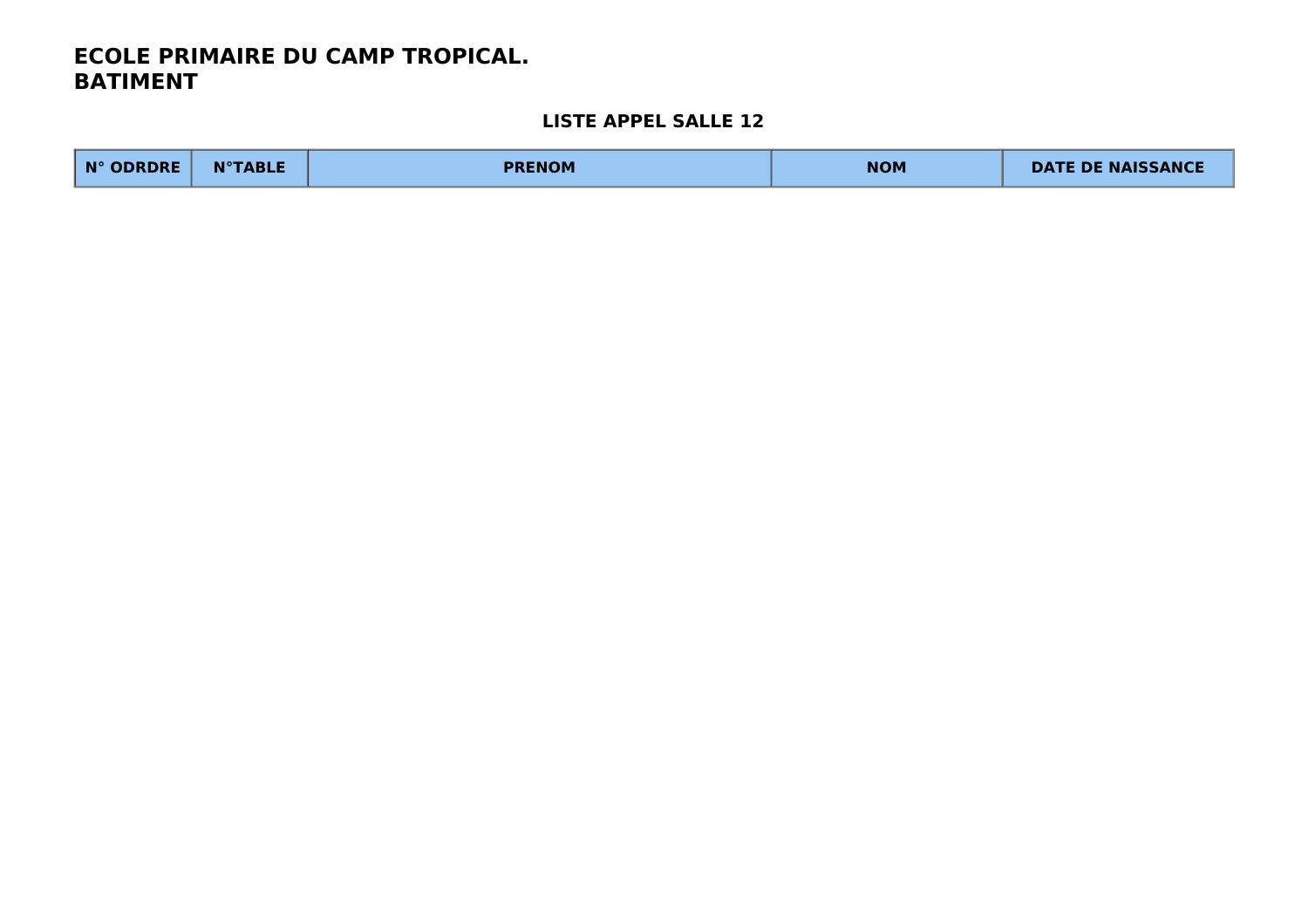**ECOLE PRIMAIRE DU CAMP TROPICAL.**
**BATIMENT**

**LISTE APPEL SALLE 12**

| N° ODRDRE | N°TABLE | PRENOM | NOM | DATE DE NAISSANCE |
|---|---|---|---|---|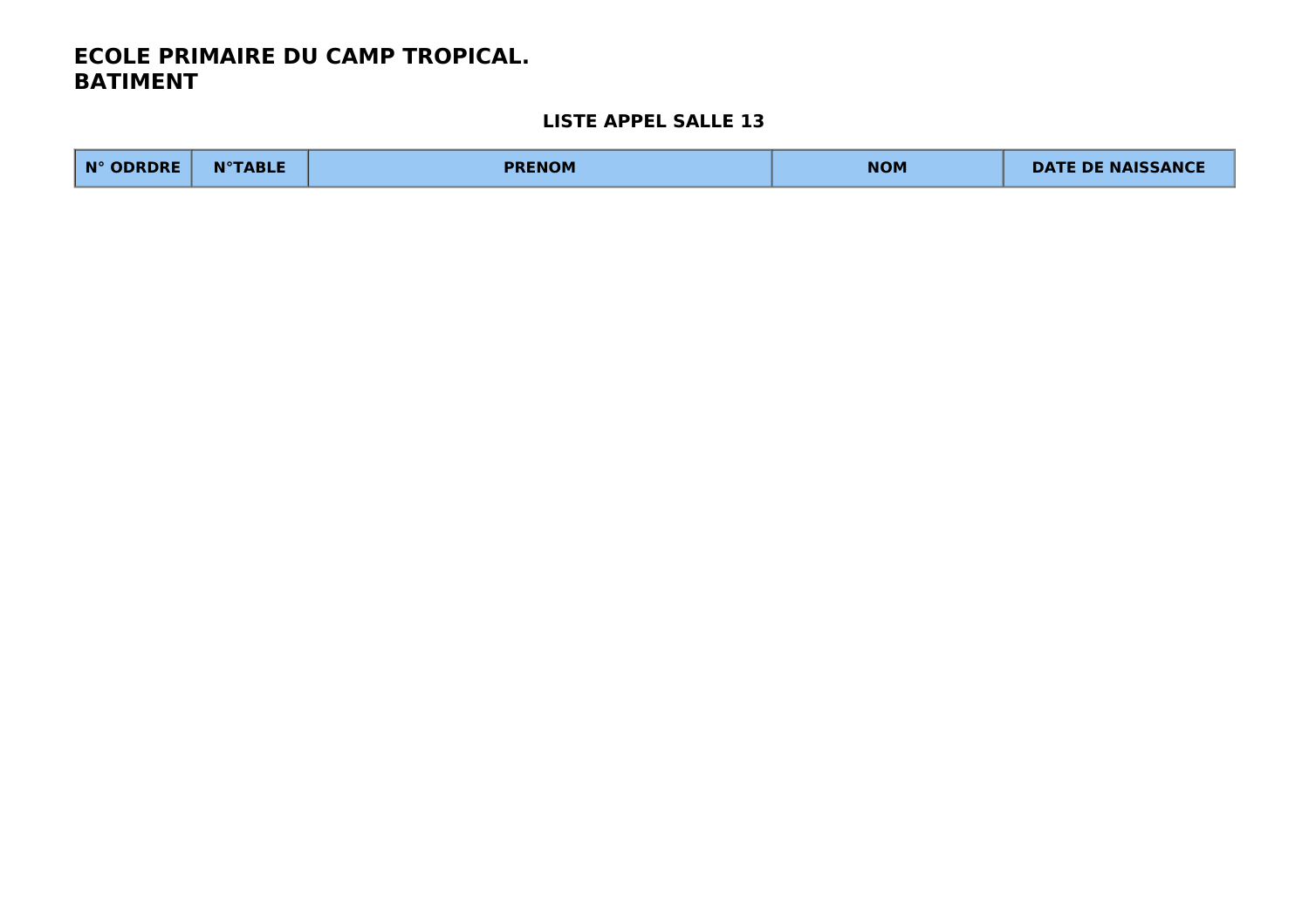**ECOLE PRIMAIRE DU CAMP TROPICAL.**
**BATIMENT**

**LISTE APPEL SALLE 13**

| N° ODRDRE | N°TABLE | PRENOM | NOM | DATE DE NAISSANCE |
|---|---|---|---|---|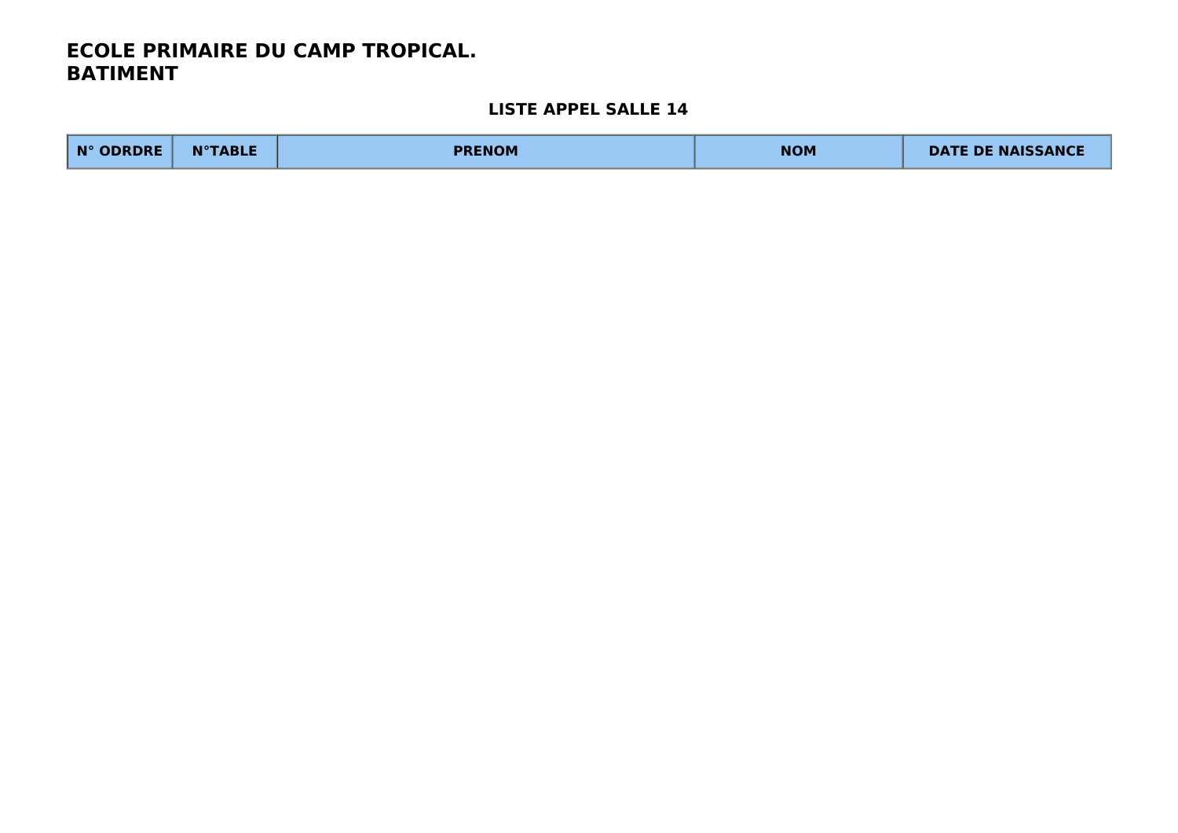## ECOLE PRIMAIRE DU CAMP TROPICAL.
## BATIMENT

### LISTE APPEL SALLE 14

| N° ODRDRE | N°TABLE | PRENOM | NOM | DATE DE NAISSANCE |
| --- | --- | --- | --- | --- |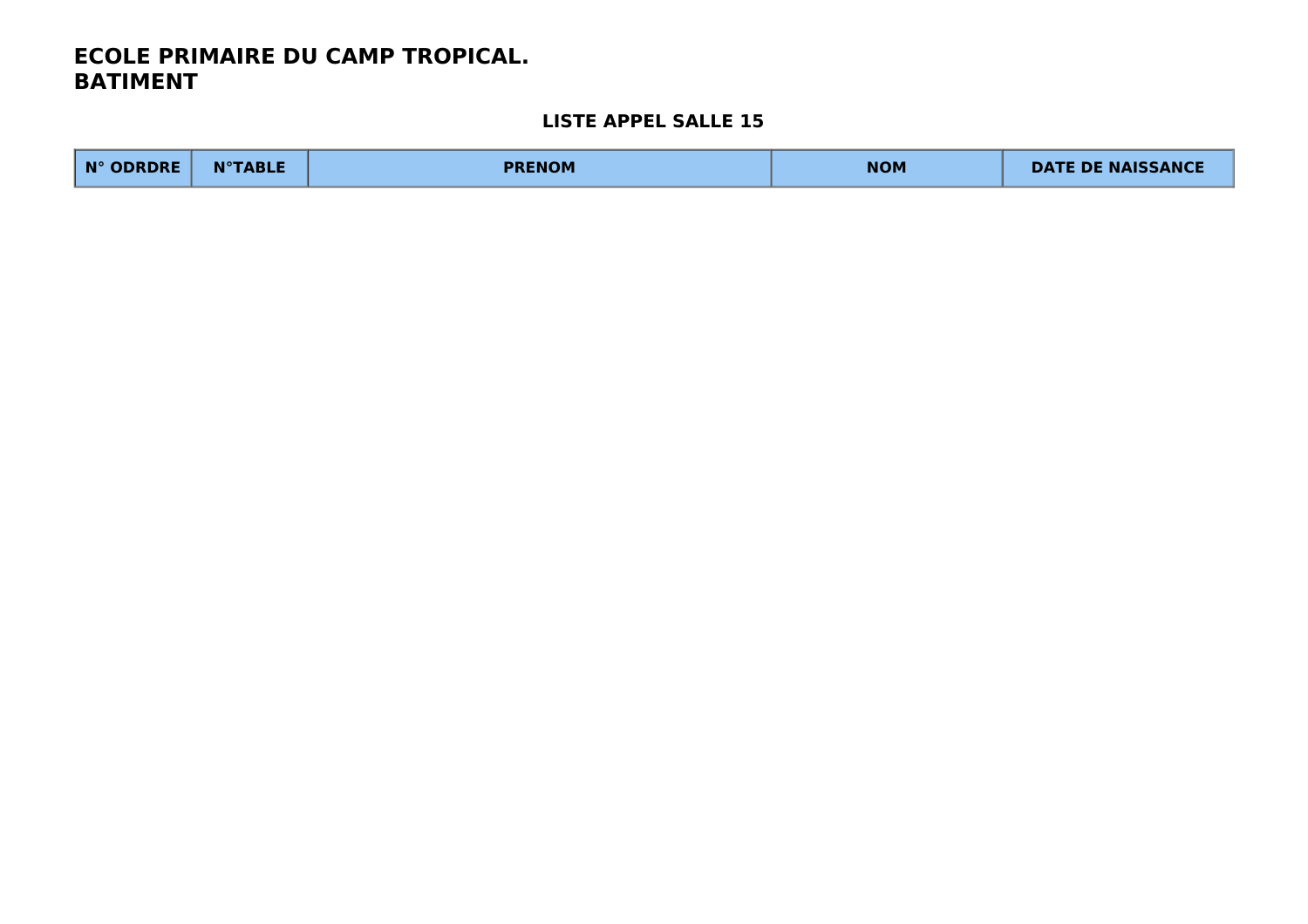**ECOLE PRIMAIRE DU CAMP TROPICAL.**
**BATIMENT**

**LISTE APPEL SALLE 15**

| N° ODRDRE | N°TABLE | PRENOM | NOM | DATE DE NAISSANCE |
| --- | --- | --- | --- | --- |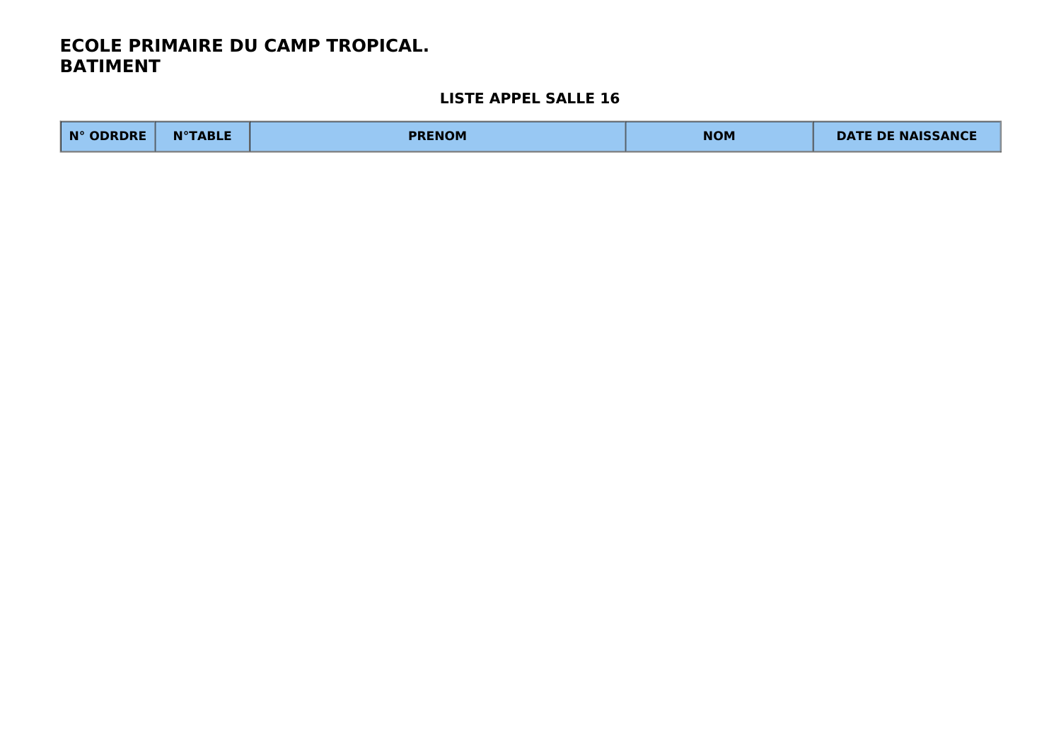**ECOLE PRIMAIRE DU CAMP TROPICAL.**
**BATIMENT**

**LISTE APPEL SALLE 16**

| N° ODRDRE | N°TABLE | PRENOM | NOM | DATE DE NAISSANCE |
| --- | --- | --- | --- | --- |